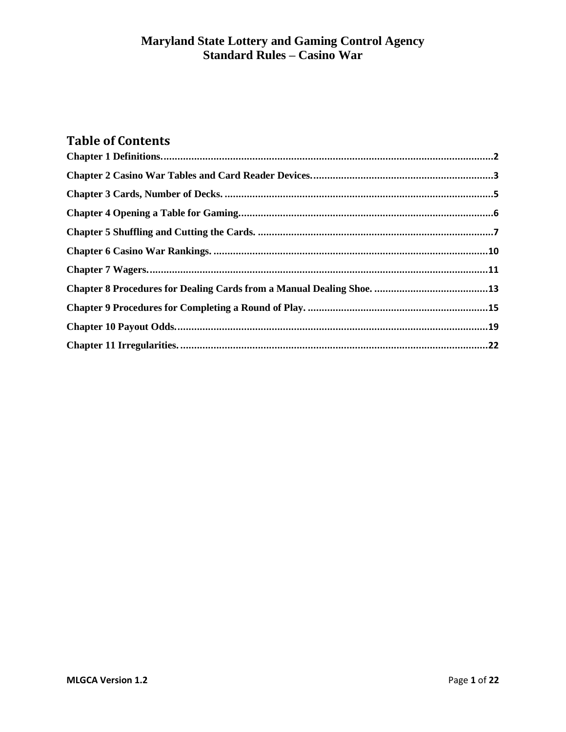# Maryland State Lottery and Gaming Control Agency
# Standard Rules – Casino War

## Table of Contents

**Chapter 1 Definitions.** ......................................................................................................................**2**

**Chapter 2 Casino War Tables and Card Reader Devices.** ................................................................**3**

**Chapter 3 Cards, Number of Decks.** ................................................................................................**5**

**Chapter 4 Opening a Table for Gaming.** ..........................................................................................**6**

**Chapter 5 Shuffling and Cutting the Cards.** ....................................................................................**7**

**Chapter 6 Casino War Rankings.** ..................................................................................................**10**

**Chapter 7 Wagers.** ..........................................................................................................................**11**

**Chapter 8 Procedures for Dealing Cards from a Manual Dealing Shoe.** ........................................**13**

**Chapter 9 Procedures for Completing a Round of Play.** ................................................................**15**

**Chapter 10 Payout Odds.** ................................................................................................................**19**

**Chapter 11 Irregularities.** ..............................................................................................................**22**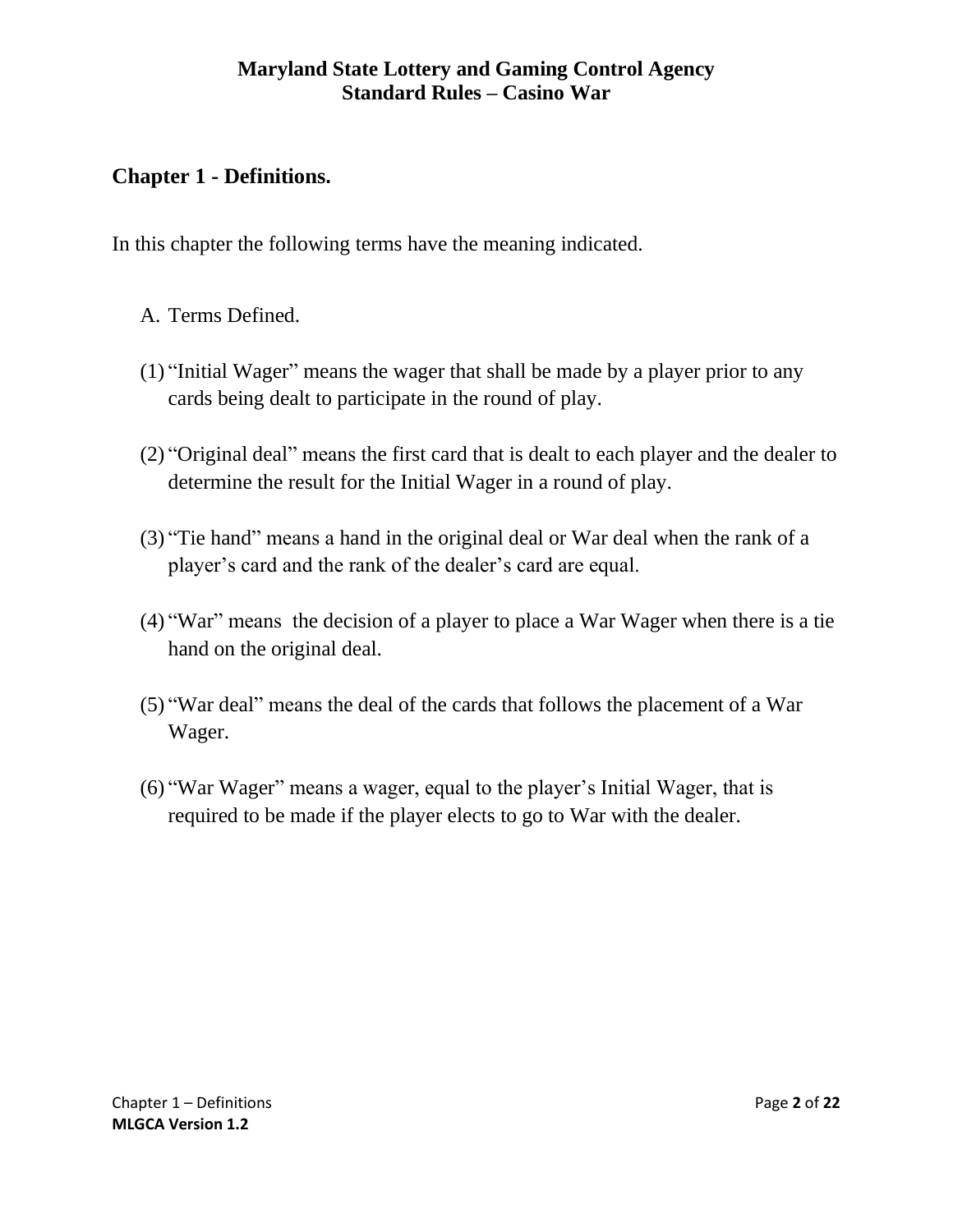**Maryland State Lottery and Gaming Control Agency**
**Standard Rules – Casino War**

## Chapter 1 - Definitions.

In this chapter the following terms have the meaning indicated.

A. Terms Defined.

(1) "Initial Wager" means the wager that shall be made by a player prior to any cards being dealt to participate in the round of play.

(2) "Original deal" means the first card that is dealt to each player and the dealer to determine the result for the Initial Wager in a round of play.

(3) "Tie hand" means a hand in the original deal or War deal when the rank of a player's card and the rank of the dealer's card are equal.

(4) "War" means the decision of a player to place a War Wager when there is a tie hand on the original deal.

(5) "War deal" means the deal of the cards that follows the placement of a War Wager.

(6) "War Wager" means a wager, equal to the player's Initial Wager, that is required to be made if the player elects to go to War with the dealer.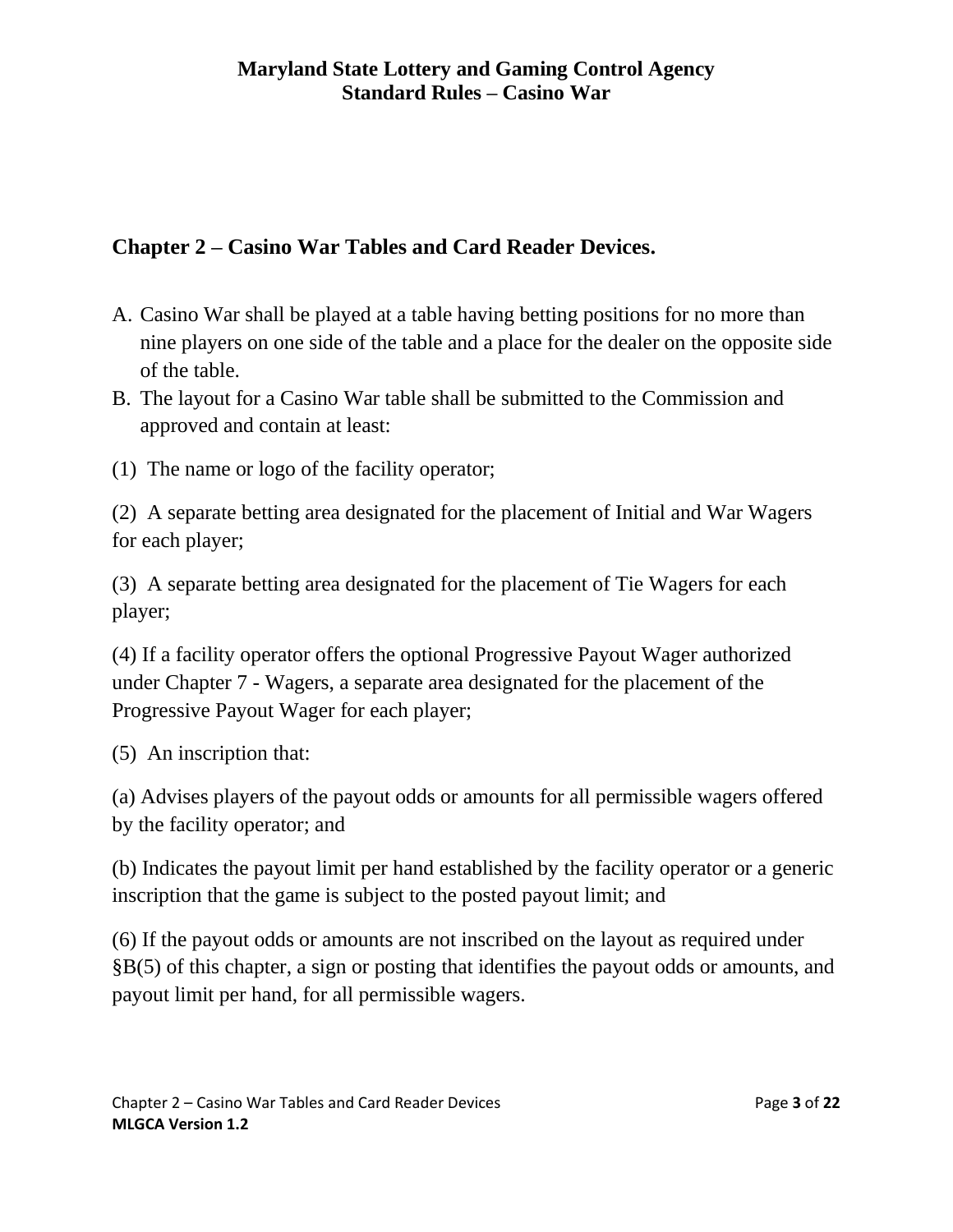## Chapter 2 – Casino War Tables and Card Reader Devices.

A. Casino War shall be played at a table having betting positions for no more than nine players on one side of the table and a place for the dealer on the opposite side of the table.

B. The layout for a Casino War table shall be submitted to the Commission and approved and contain at least:

(1) The name or logo of the facility operator;

(2) A separate betting area designated for the placement of Initial and War Wagers for each player;

(3) A separate betting area designated for the placement of Tie Wagers for each player;

(4) If a facility operator offers the optional Progressive Payout Wager authorized under Chapter 7 - Wagers, a separate area designated for the placement of the Progressive Payout Wager for each player;

(5) An inscription that:

(a) Advises players of the payout odds or amounts for all permissible wagers offered by the facility operator; and

(b) Indicates the payout limit per hand established by the facility operator or a generic inscription that the game is subject to the posted payout limit; and

(6) If the payout odds or amounts are not inscribed on the layout as required under §B(5) of this chapter, a sign or posting that identifies the payout odds or amounts, and payout limit per hand, for all permissible wagers.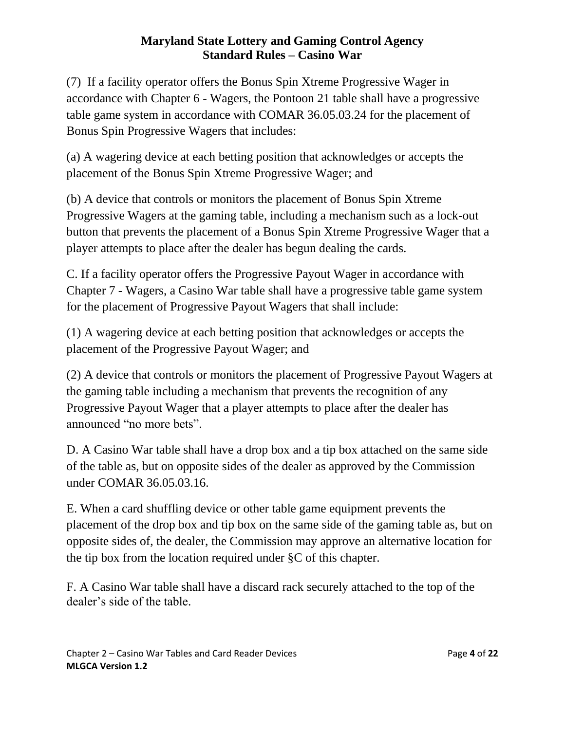(7) If a facility operator offers the Bonus Spin Xtreme Progressive Wager in accordance with Chapter 6 - Wagers, the Pontoon 21 table shall have a progressive table game system in accordance with COMAR 36.05.03.24 for the placement of Bonus Spin Progressive Wagers that includes:

(a) A wagering device at each betting position that acknowledges or accepts the placement of the Bonus Spin Xtreme Progressive Wager; and

(b) A device that controls or monitors the placement of Bonus Spin Xtreme Progressive Wagers at the gaming table, including a mechanism such as a lock-out button that prevents the placement of a Bonus Spin Xtreme Progressive Wager that a player attempts to place after the dealer has begun dealing the cards.

C. If a facility operator offers the Progressive Payout Wager in accordance with Chapter 7 - Wagers, a Casino War table shall have a progressive table game system for the placement of Progressive Payout Wagers that shall include:

(1) A wagering device at each betting position that acknowledges or accepts the placement of the Progressive Payout Wager; and

(2) A device that controls or monitors the placement of Progressive Payout Wagers at the gaming table including a mechanism that prevents the recognition of any Progressive Payout Wager that a player attempts to place after the dealer has announced "no more bets".

D. A Casino War table shall have a drop box and a tip box attached on the same side of the table as, but on opposite sides of the dealer as approved by the Commission under COMAR 36.05.03.16.

E. When a card shuffling device or other table game equipment prevents the placement of the drop box and tip box on the same side of the gaming table as, but on opposite sides of, the dealer, the Commission may approve an alternative location for the tip box from the location required under §C of this chapter.

F. A Casino War table shall have a discard rack securely attached to the top of the dealer's side of the table.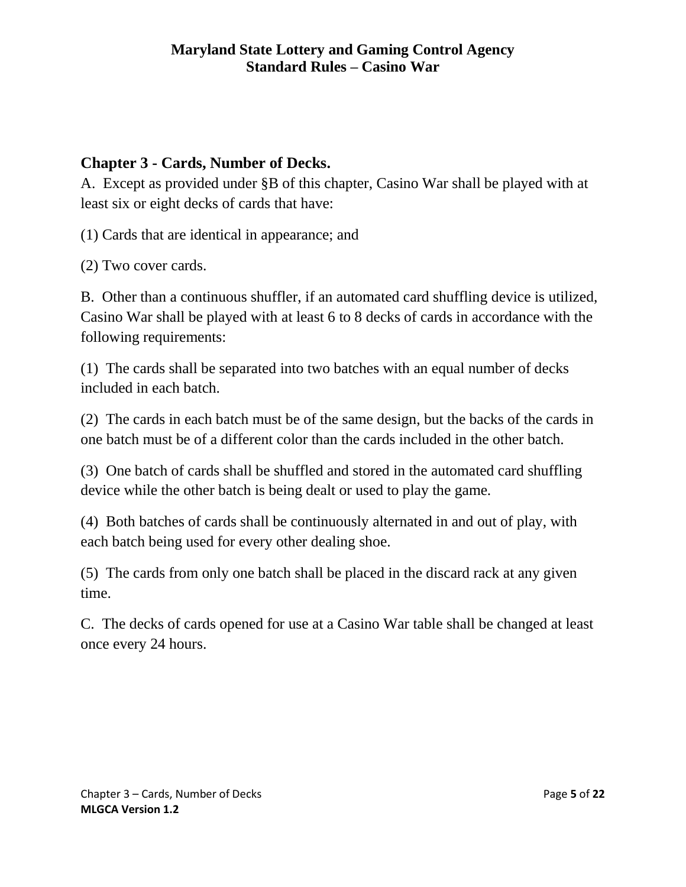## Chapter 3 - Cards, Number of Decks.

A. Except as provided under §B of this chapter, Casino War shall be played with at least six or eight decks of cards that have:

(1) Cards that are identical in appearance; and

(2) Two cover cards.

B. Other than a continuous shuffler, if an automated card shuffling device is utilized, Casino War shall be played with at least 6 to 8 decks of cards in accordance with the following requirements:

(1) The cards shall be separated into two batches with an equal number of decks included in each batch.

(2) The cards in each batch must be of the same design, but the backs of the cards in one batch must be of a different color than the cards included in the other batch.

(3) One batch of cards shall be shuffled and stored in the automated card shuffling device while the other batch is being dealt or used to play the game.

(4) Both batches of cards shall be continuously alternated in and out of play, with each batch being used for every other dealing shoe.

(5) The cards from only one batch shall be placed in the discard rack at any given time.

C. The decks of cards opened for use at a Casino War table shall be changed at least once every 24 hours.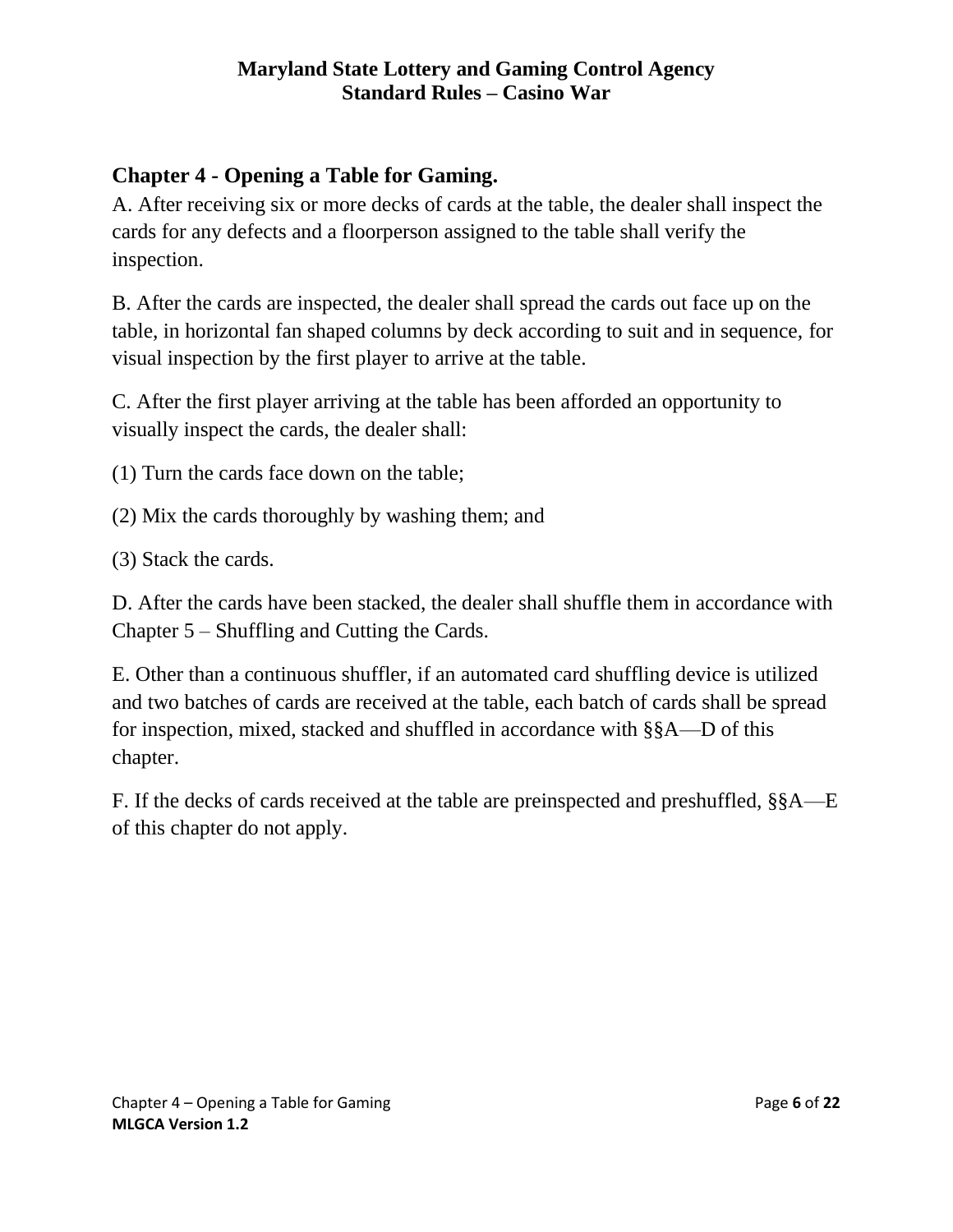## Chapter 4 - Opening a Table for Gaming.

A. After receiving six or more decks of cards at the table, the dealer shall inspect the cards for any defects and a floorperson assigned to the table shall verify the inspection.

B. After the cards are inspected, the dealer shall spread the cards out face up on the table, in horizontal fan shaped columns by deck according to suit and in sequence, for visual inspection by the first player to arrive at the table.

C. After the first player arriving at the table has been afforded an opportunity to visually inspect the cards, the dealer shall:

(1) Turn the cards face down on the table;

(2) Mix the cards thoroughly by washing them; and

(3) Stack the cards.

D. After the cards have been stacked, the dealer shall shuffle them in accordance with Chapter 5 – Shuffling and Cutting the Cards.

E. Other than a continuous shuffler, if an automated card shuffling device is utilized and two batches of cards are received at the table, each batch of cards shall be spread for inspection, mixed, stacked and shuffled in accordance with §§A—D of this chapter.

F. If the decks of cards received at the table are preinspected and preshuffled, §§A—E of this chapter do not apply.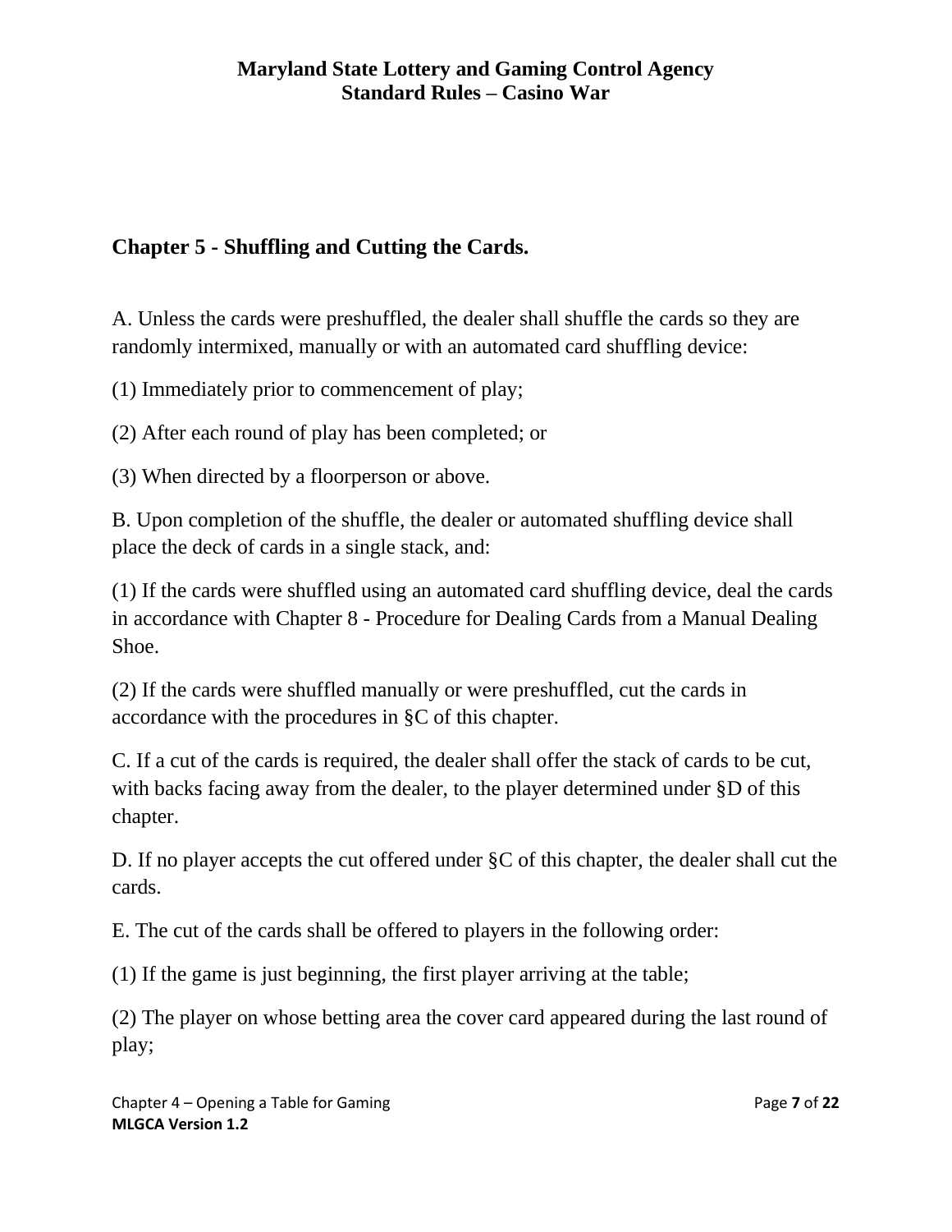## Chapter 5 - Shuffling and Cutting the Cards.

A. Unless the cards were preshuffled, the dealer shall shuffle the cards so they are randomly intermixed, manually or with an automated card shuffling device:

(1) Immediately prior to commencement of play;

(2) After each round of play has been completed; or

(3) When directed by a floorperson or above.

B. Upon completion of the shuffle, the dealer or automated shuffling device shall place the deck of cards in a single stack, and:

(1) If the cards were shuffled using an automated card shuffling device, deal the cards in accordance with Chapter 8 - Procedure for Dealing Cards from a Manual Dealing Shoe.

(2) If the cards were shuffled manually or were preshuffled, cut the cards in accordance with the procedures in §C of this chapter.

C. If a cut of the cards is required, the dealer shall offer the stack of cards to be cut, with backs facing away from the dealer, to the player determined under §D of this chapter.

D. If no player accepts the cut offered under §C of this chapter, the dealer shall cut the cards.

E. The cut of the cards shall be offered to players in the following order:

(1) If the game is just beginning, the first player arriving at the table;

(2) The player on whose betting area the cover card appeared during the last round of play;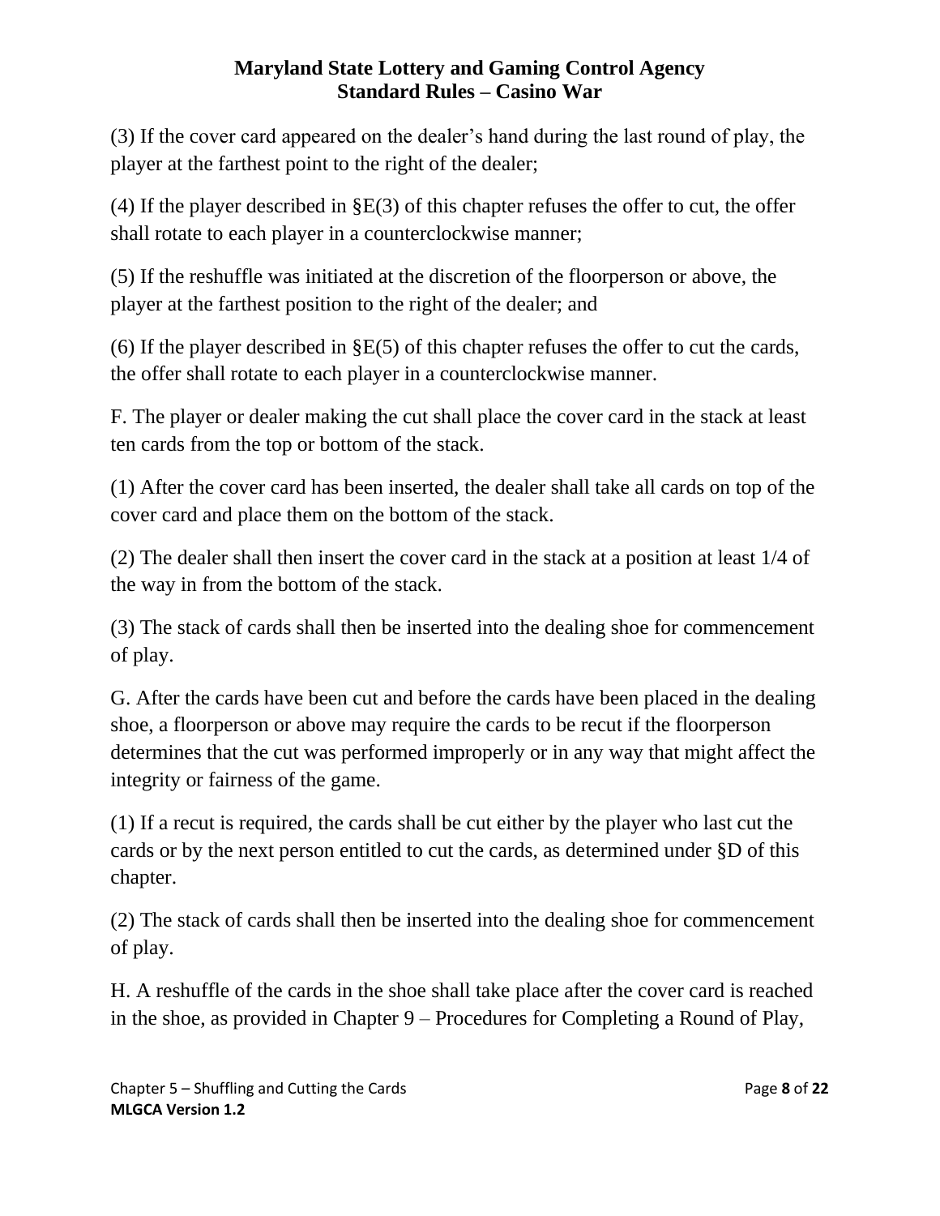(3) If the cover card appeared on the dealer's hand during the last round of play, the player at the farthest point to the right of the dealer;

(4) If the player described in §E(3) of this chapter refuses the offer to cut, the offer shall rotate to each player in a counterclockwise manner;

(5) If the reshuffle was initiated at the discretion of the floorperson or above, the player at the farthest position to the right of the dealer; and

(6) If the player described in §E(5) of this chapter refuses the offer to cut the cards, the offer shall rotate to each player in a counterclockwise manner.

F. The player or dealer making the cut shall place the cover card in the stack at least ten cards from the top or bottom of the stack.

(1) After the cover card has been inserted, the dealer shall take all cards on top of the cover card and place them on the bottom of the stack.

(2) The dealer shall then insert the cover card in the stack at a position at least 1/4 of the way in from the bottom of the stack.

(3) The stack of cards shall then be inserted into the dealing shoe for commencement of play.

G. After the cards have been cut and before the cards have been placed in the dealing shoe, a floorperson or above may require the cards to be recut if the floorperson determines that the cut was performed improperly or in any way that might affect the integrity or fairness of the game.

(1) If a recut is required, the cards shall be cut either by the player who last cut the cards or by the next person entitled to cut the cards, as determined under §D of this chapter.

(2) The stack of cards shall then be inserted into the dealing shoe for commencement of play.

H. A reshuffle of the cards in the shoe shall take place after the cover card is reached in the shoe, as provided in Chapter 9 – Procedures for Completing a Round of Play,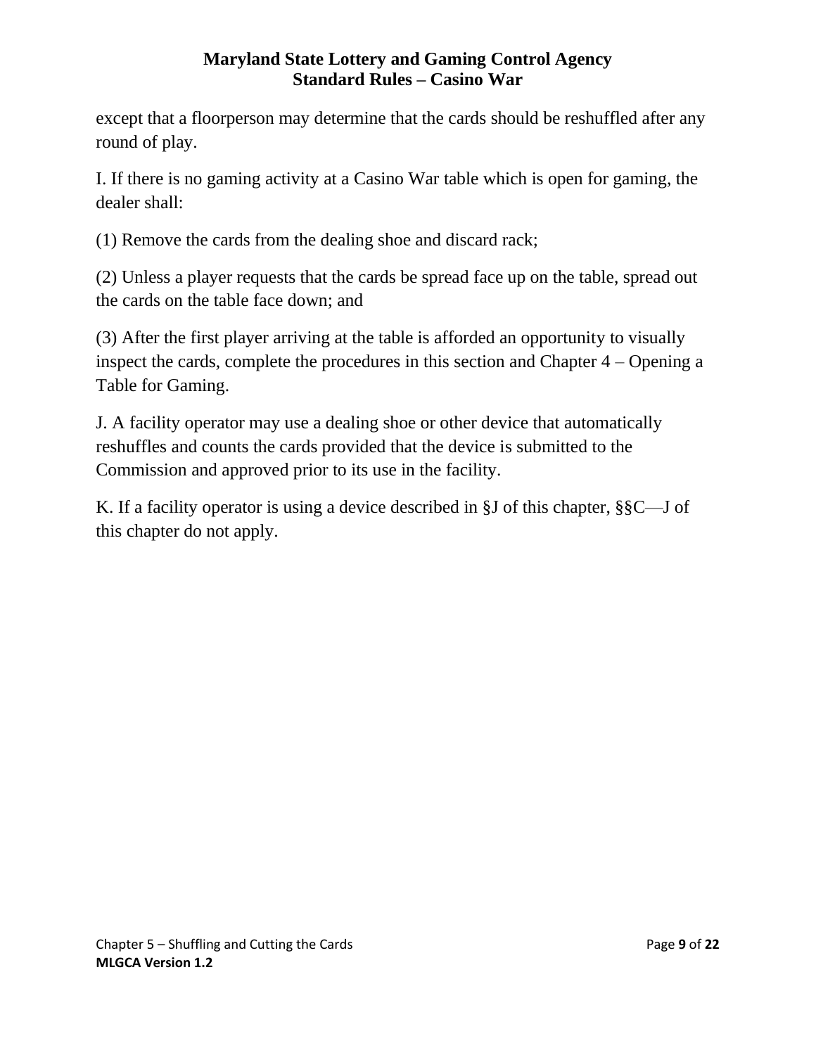except that a floorperson may determine that the cards should be reshuffled after any round of play.

I. If there is no gaming activity at a Casino War table which is open for gaming, the dealer shall:

(1) Remove the cards from the dealing shoe and discard rack;

(2) Unless a player requests that the cards be spread face up on the table, spread out the cards on the table face down; and

(3) After the first player arriving at the table is afforded an opportunity to visually inspect the cards, complete the procedures in this section and Chapter 4 – Opening a Table for Gaming.

J. A facility operator may use a dealing shoe or other device that automatically reshuffles and counts the cards provided that the device is submitted to the Commission and approved prior to its use in the facility.

K. If a facility operator is using a device described in §J of this chapter, §§C—J of this chapter do not apply.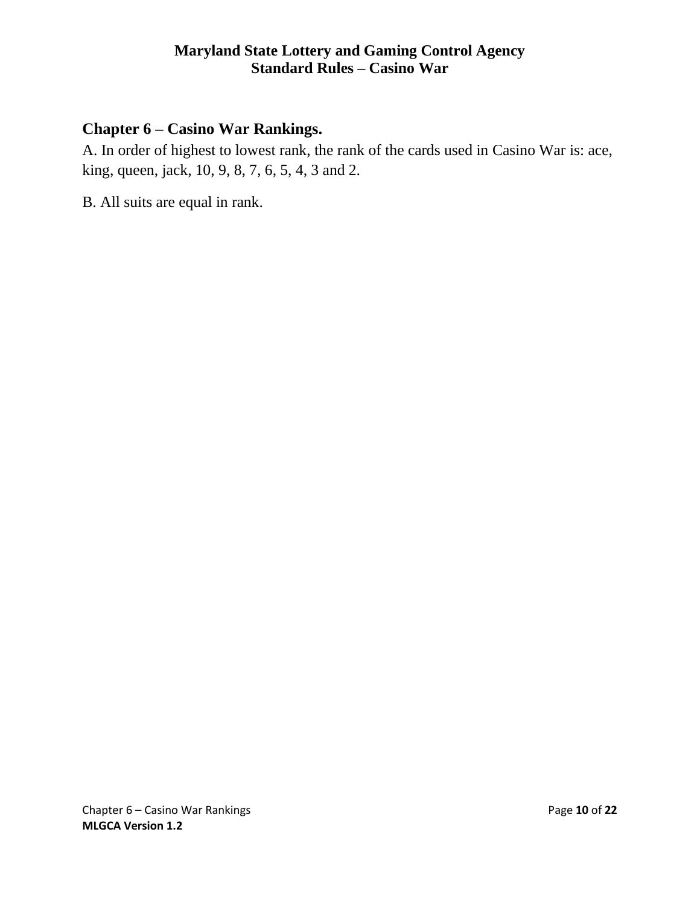## Chapter 6 – Casino War Rankings.

A. In order of highest to lowest rank, the rank of the cards used in Casino War is: ace, king, queen, jack, 10, 9, 8, 7, 6, 5, 4, 3 and 2.

B. All suits are equal in rank.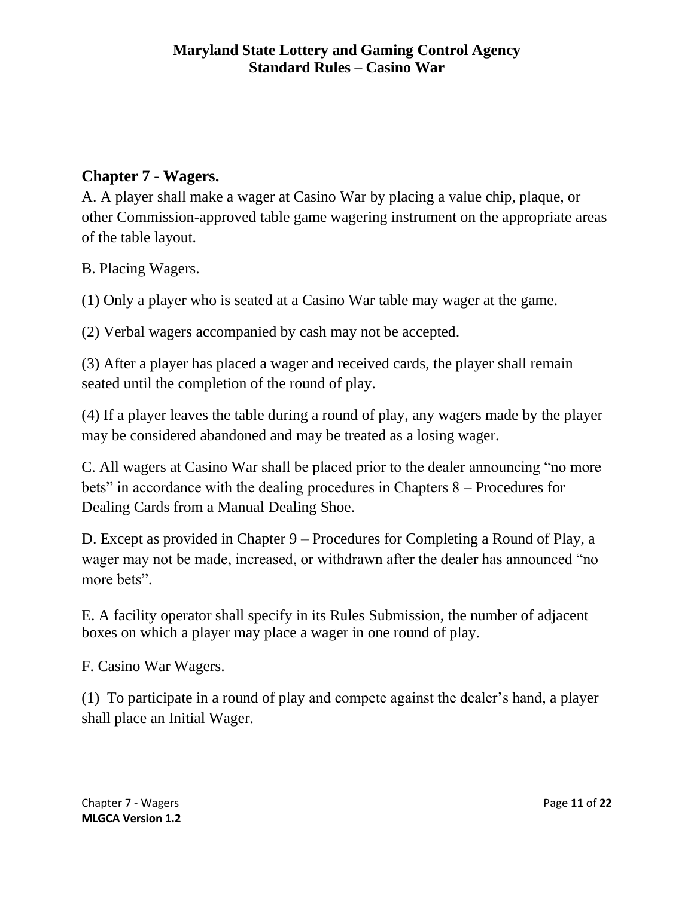## Chapter 7 - Wagers.

A. A player shall make a wager at Casino War by placing a value chip, plaque, or other Commission-approved table game wagering instrument on the appropriate areas of the table layout.

B. Placing Wagers.

(1) Only a player who is seated at a Casino War table may wager at the game.

(2) Verbal wagers accompanied by cash may not be accepted.

(3) After a player has placed a wager and received cards, the player shall remain seated until the completion of the round of play.

(4) If a player leaves the table during a round of play, any wagers made by the player may be considered abandoned and may be treated as a losing wager.

C. All wagers at Casino War shall be placed prior to the dealer announcing "no more bets" in accordance with the dealing procedures in Chapters 8 – Procedures for Dealing Cards from a Manual Dealing Shoe.

D. Except as provided in Chapter 9 – Procedures for Completing a Round of Play, a wager may not be made, increased, or withdrawn after the dealer has announced "no more bets".

E. A facility operator shall specify in its Rules Submission, the number of adjacent boxes on which a player may place a wager in one round of play.

F. Casino War Wagers.

(1) To participate in a round of play and compete against the dealer's hand, a player shall place an Initial Wager.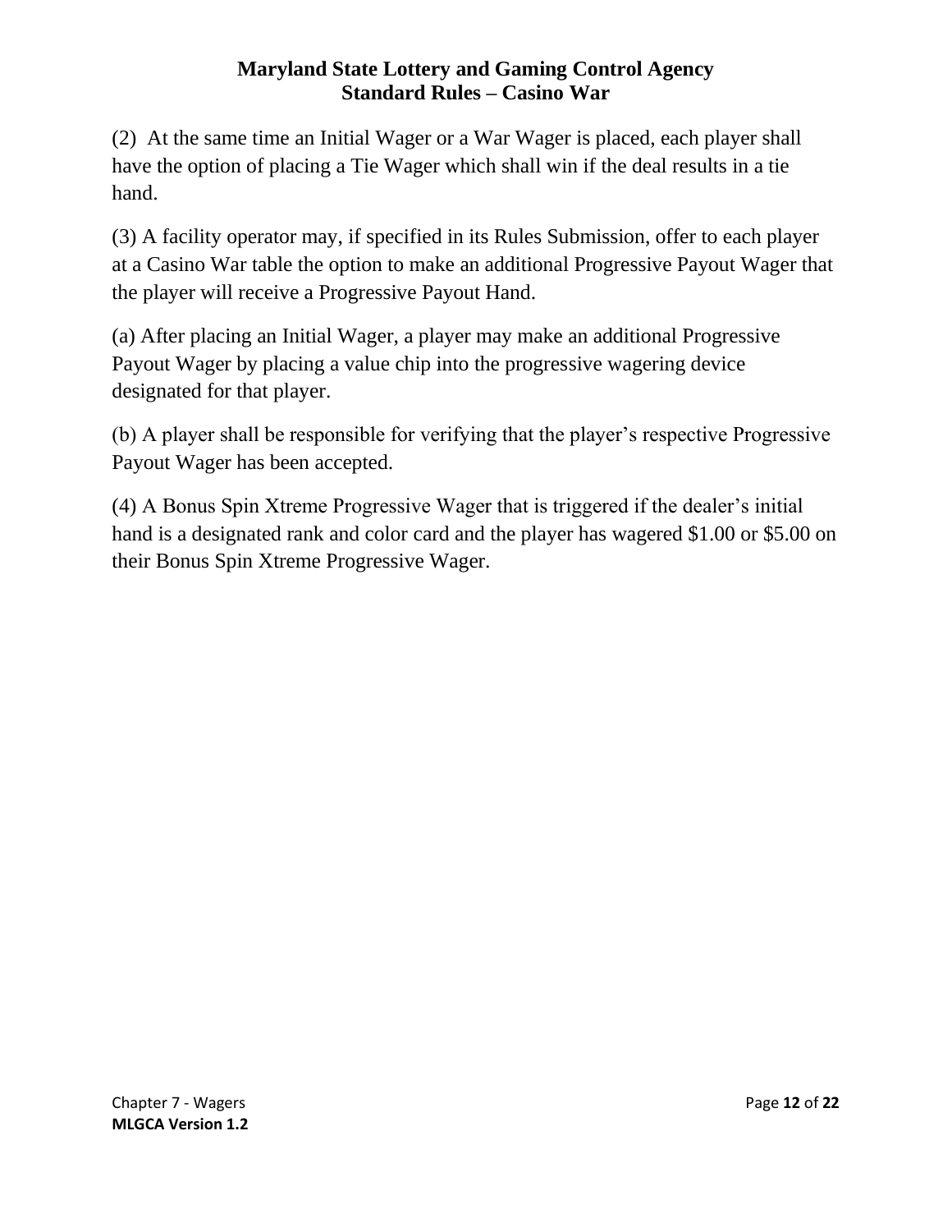(2) At the same time an Initial Wager or a War Wager is placed, each player shall have the option of placing a Tie Wager which shall win if the deal results in a tie hand.

(3) A facility operator may, if specified in its Rules Submission, offer to each player at a Casino War table the option to make an additional Progressive Payout Wager that the player will receive a Progressive Payout Hand.

(a) After placing an Initial Wager, a player may make an additional Progressive Payout Wager by placing a value chip into the progressive wagering device designated for that player.

(b) A player shall be responsible for verifying that the player's respective Progressive Payout Wager has been accepted.

(4) A Bonus Spin Xtreme Progressive Wager that is triggered if the dealer's initial hand is a designated rank and color card and the player has wagered $1.00 or $5.00 on their Bonus Spin Xtreme Progressive Wager.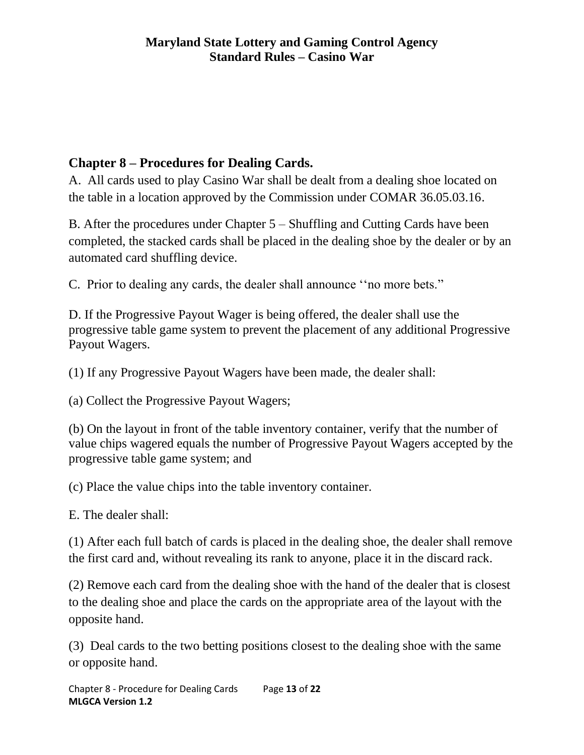## Chapter 8 – Procedures for Dealing Cards.

A. All cards used to play Casino War shall be dealt from a dealing shoe located on the table in a location approved by the Commission under COMAR 36.05.03.16.

B. After the procedures under Chapter 5 – Shuffling and Cutting Cards have been completed, the stacked cards shall be placed in the dealing shoe by the dealer or by an automated card shuffling device.

C. Prior to dealing any cards, the dealer shall announce ''no more bets."

D. If the Progressive Payout Wager is being offered, the dealer shall use the progressive table game system to prevent the placement of any additional Progressive Payout Wagers.

(1) If any Progressive Payout Wagers have been made, the dealer shall:

(a) Collect the Progressive Payout Wagers;

(b) On the layout in front of the table inventory container, verify that the number of value chips wagered equals the number of Progressive Payout Wagers accepted by the progressive table game system; and

(c) Place the value chips into the table inventory container.

E. The dealer shall:

(1) After each full batch of cards is placed in the dealing shoe, the dealer shall remove the first card and, without revealing its rank to anyone, place it in the discard rack.

(2) Remove each card from the dealing shoe with the hand of the dealer that is closest to the dealing shoe and place the cards on the appropriate area of the layout with the opposite hand.

(3) Deal cards to the two betting positions closest to the dealing shoe with the same or opposite hand.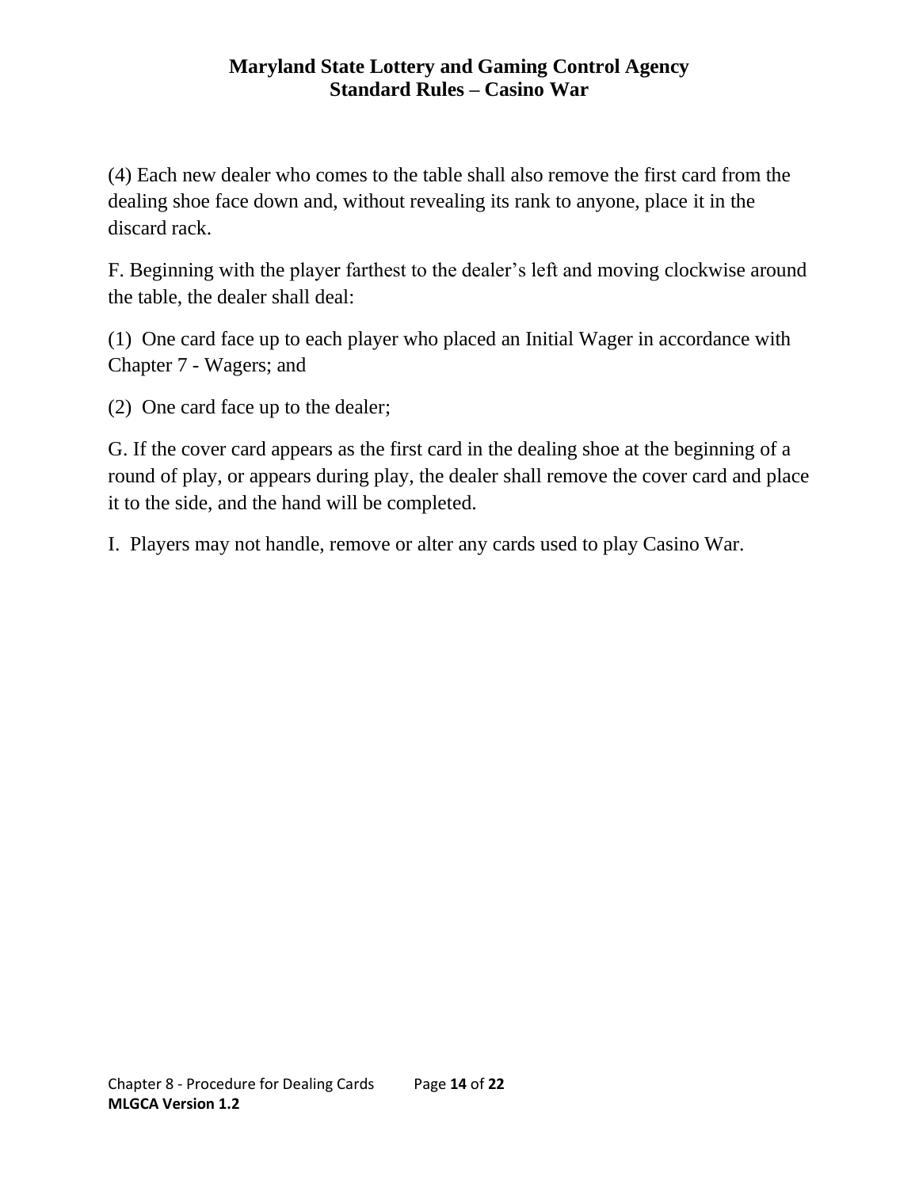(4) Each new dealer who comes to the table shall also remove the first card from the dealing shoe face down and, without revealing its rank to anyone, place it in the discard rack.

F. Beginning with the player farthest to the dealer's left and moving clockwise around the table, the dealer shall deal:

(1) One card face up to each player who placed an Initial Wager in accordance with Chapter 7 - Wagers; and

(2) One card face up to the dealer;

G. If the cover card appears as the first card in the dealing shoe at the beginning of a round of play, or appears during play, the dealer shall remove the cover card and place it to the side, and the hand will be completed.

I. Players may not handle, remove or alter any cards used to play Casino War.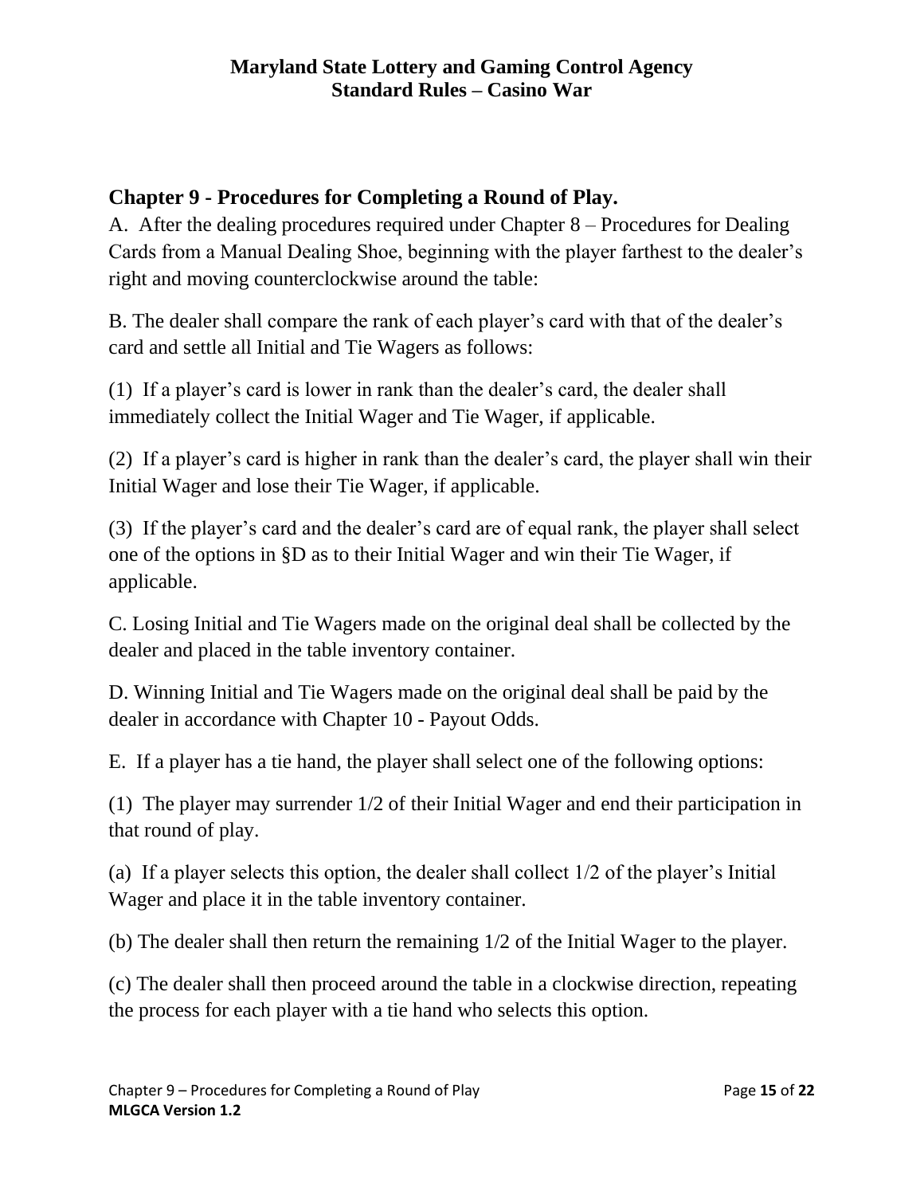## Chapter 9 - Procedures for Completing a Round of Play.

A. After the dealing procedures required under Chapter 8 – Procedures for Dealing Cards from a Manual Dealing Shoe, beginning with the player farthest to the dealer's right and moving counterclockwise around the table:

B. The dealer shall compare the rank of each player's card with that of the dealer's card and settle all Initial and Tie Wagers as follows:

(1) If a player's card is lower in rank than the dealer's card, the dealer shall immediately collect the Initial Wager and Tie Wager, if applicable.

(2) If a player's card is higher in rank than the dealer's card, the player shall win their Initial Wager and lose their Tie Wager, if applicable.

(3) If the player's card and the dealer's card are of equal rank, the player shall select one of the options in §D as to their Initial Wager and win their Tie Wager, if applicable.

C. Losing Initial and Tie Wagers made on the original deal shall be collected by the dealer and placed in the table inventory container.

D. Winning Initial and Tie Wagers made on the original deal shall be paid by the dealer in accordance with Chapter 10 - Payout Odds.

E. If a player has a tie hand, the player shall select one of the following options:

(1) The player may surrender 1/2 of their Initial Wager and end their participation in that round of play.

(a) If a player selects this option, the dealer shall collect 1/2 of the player's Initial Wager and place it in the table inventory container.

(b) The dealer shall then return the remaining 1/2 of the Initial Wager to the player.

(c) The dealer shall then proceed around the table in a clockwise direction, repeating the process for each player with a tie hand who selects this option.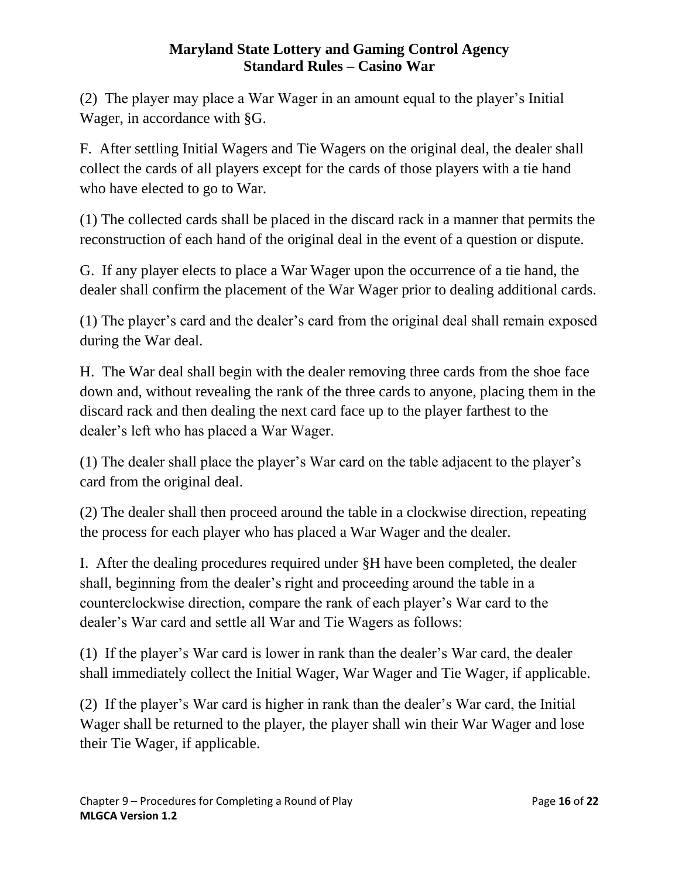(2) The player may place a War Wager in an amount equal to the player's Initial Wager, in accordance with §G.

F. After settling Initial Wagers and Tie Wagers on the original deal, the dealer shall collect the cards of all players except for the cards of those players with a tie hand who have elected to go to War.

(1) The collected cards shall be placed in the discard rack in a manner that permits the reconstruction of each hand of the original deal in the event of a question or dispute.

G. If any player elects to place a War Wager upon the occurrence of a tie hand, the dealer shall confirm the placement of the War Wager prior to dealing additional cards.

(1) The player's card and the dealer's card from the original deal shall remain exposed during the War deal.

H. The War deal shall begin with the dealer removing three cards from the shoe face down and, without revealing the rank of the three cards to anyone, placing them in the discard rack and then dealing the next card face up to the player farthest to the dealer's left who has placed a War Wager.

(1) The dealer shall place the player's War card on the table adjacent to the player's card from the original deal.

(2) The dealer shall then proceed around the table in a clockwise direction, repeating the process for each player who has placed a War Wager and the dealer.

I. After the dealing procedures required under §H have been completed, the dealer shall, beginning from the dealer's right and proceeding around the table in a counterclockwise direction, compare the rank of each player's War card to the dealer's War card and settle all War and Tie Wagers as follows:

(1) If the player's War card is lower in rank than the dealer's War card, the dealer shall immediately collect the Initial Wager, War Wager and Tie Wager, if applicable.

(2) If the player's War card is higher in rank than the dealer's War card, the Initial Wager shall be returned to the player, the player shall win their War Wager and lose their Tie Wager, if applicable.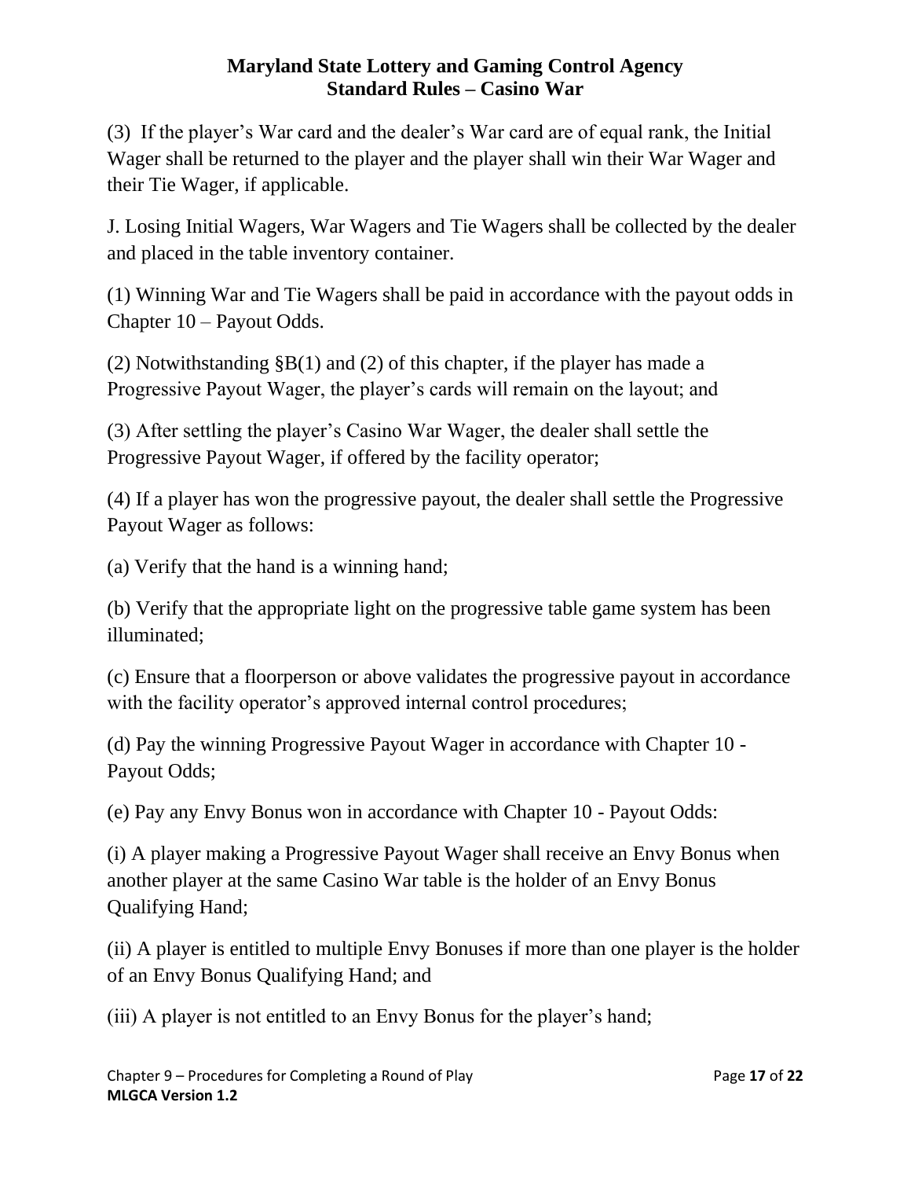(3) If the player's War card and the dealer's War card are of equal rank, the Initial Wager shall be returned to the player and the player shall win their War Wager and their Tie Wager, if applicable.

J. Losing Initial Wagers, War Wagers and Tie Wagers shall be collected by the dealer and placed in the table inventory container.

(1) Winning War and Tie Wagers shall be paid in accordance with the payout odds in Chapter 10 – Payout Odds.

(2) Notwithstanding §B(1) and (2) of this chapter, if the player has made a Progressive Payout Wager, the player's cards will remain on the layout; and

(3) After settling the player's Casino War Wager, the dealer shall settle the Progressive Payout Wager, if offered by the facility operator;

(4) If a player has won the progressive payout, the dealer shall settle the Progressive Payout Wager as follows:

(a) Verify that the hand is a winning hand;

(b) Verify that the appropriate light on the progressive table game system has been illuminated;

(c) Ensure that a floorperson or above validates the progressive payout in accordance with the facility operator's approved internal control procedures;

(d) Pay the winning Progressive Payout Wager in accordance with Chapter 10 - Payout Odds;

(e) Pay any Envy Bonus won in accordance with Chapter 10 - Payout Odds:

(i) A player making a Progressive Payout Wager shall receive an Envy Bonus when another player at the same Casino War table is the holder of an Envy Bonus Qualifying Hand;

(ii) A player is entitled to multiple Envy Bonuses if more than one player is the holder of an Envy Bonus Qualifying Hand; and

(iii) A player is not entitled to an Envy Bonus for the player's hand;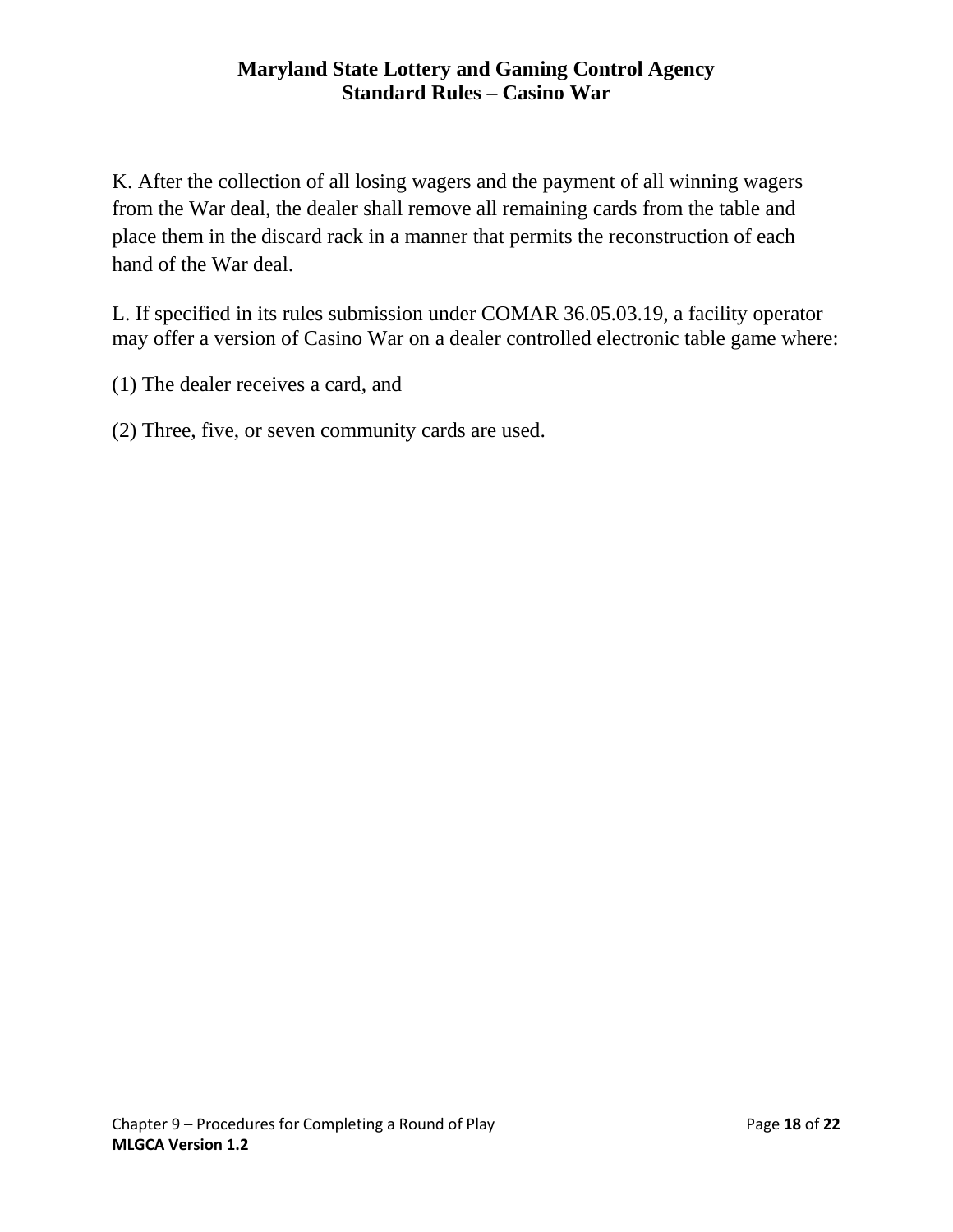K. After the collection of all losing wagers and the payment of all winning wagers from the War deal, the dealer shall remove all remaining cards from the table and place them in the discard rack in a manner that permits the reconstruction of each hand of the War deal.

L. If specified in its rules submission under COMAR 36.05.03.19, a facility operator may offer a version of Casino War on a dealer controlled electronic table game where:

(1) The dealer receives a card, and

(2) Three, five, or seven community cards are used.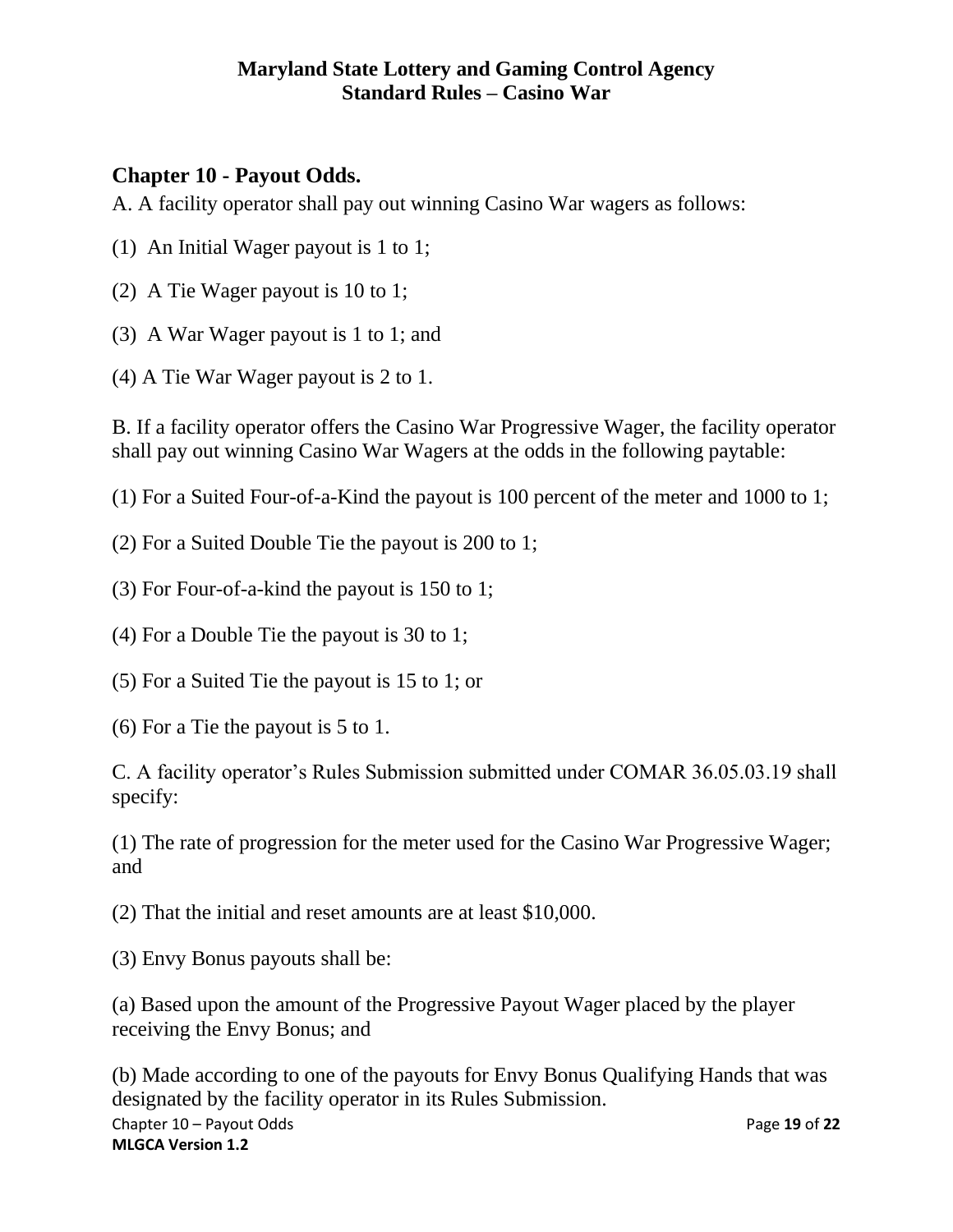## Chapter 10 - Payout Odds.

A. A facility operator shall pay out winning Casino War wagers as follows:

(1) An Initial Wager payout is 1 to 1;

(2) A Tie Wager payout is 10 to 1;

(3) A War Wager payout is 1 to 1; and

(4) A Tie War Wager payout is 2 to 1.

B. If a facility operator offers the Casino War Progressive Wager, the facility operator shall pay out winning Casino War Wagers at the odds in the following paytable:

(1) For a Suited Four-of-a-Kind the payout is 100 percent of the meter and 1000 to 1;

(2) For a Suited Double Tie the payout is 200 to 1;

(3) For Four-of-a-kind the payout is 150 to 1;

(4) For a Double Tie the payout is 30 to 1;

(5) For a Suited Tie the payout is 15 to 1; or

(6) For a Tie the payout is 5 to 1.

C. A facility operator's Rules Submission submitted under COMAR 36.05.03.19 shall specify:

(1) The rate of progression for the meter used for the Casino War Progressive Wager; and

(2) That the initial and reset amounts are at least $10,000.

(3) Envy Bonus payouts shall be:

(a) Based upon the amount of the Progressive Payout Wager placed by the player receiving the Envy Bonus; and

(b) Made according to one of the payouts for Envy Bonus Qualifying Hands that was designated by the facility operator in its Rules Submission.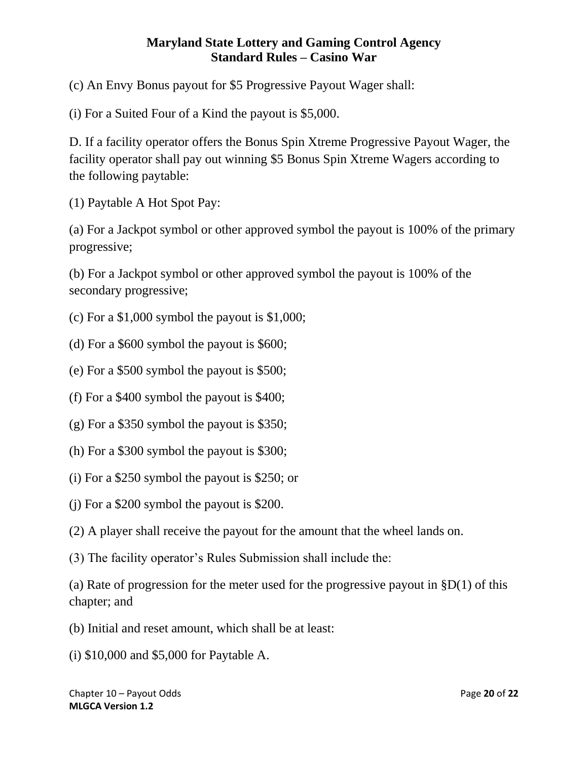(c) An Envy Bonus payout for $5 Progressive Payout Wager shall:

(i) For a Suited Four of a Kind the payout is $5,000.

D. If a facility operator offers the Bonus Spin Xtreme Progressive Payout Wager, the facility operator shall pay out winning $5 Bonus Spin Xtreme Wagers according to the following paytable:

(1) Paytable A Hot Spot Pay:

(a) For a Jackpot symbol or other approved symbol the payout is 100% of the primary progressive;

(b) For a Jackpot symbol or other approved symbol the payout is 100% of the secondary progressive;

(c) For a $1,000 symbol the payout is $1,000;

(d) For a $600 symbol the payout is $600;

(e) For a $500 symbol the payout is $500;

(f) For a $400 symbol the payout is $400;

(g) For a $350 symbol the payout is $350;

(h) For a $300 symbol the payout is $300;

(i) For a $250 symbol the payout is $250; or

(j) For a $200 symbol the payout is $200.

(2) A player shall receive the payout for the amount that the wheel lands on.

(3) The facility operator's Rules Submission shall include the:

(a) Rate of progression for the meter used for the progressive payout in §D(1) of this chapter; and

(b) Initial and reset amount, which shall be at least:

(i) $10,000 and $5,000 for Paytable A.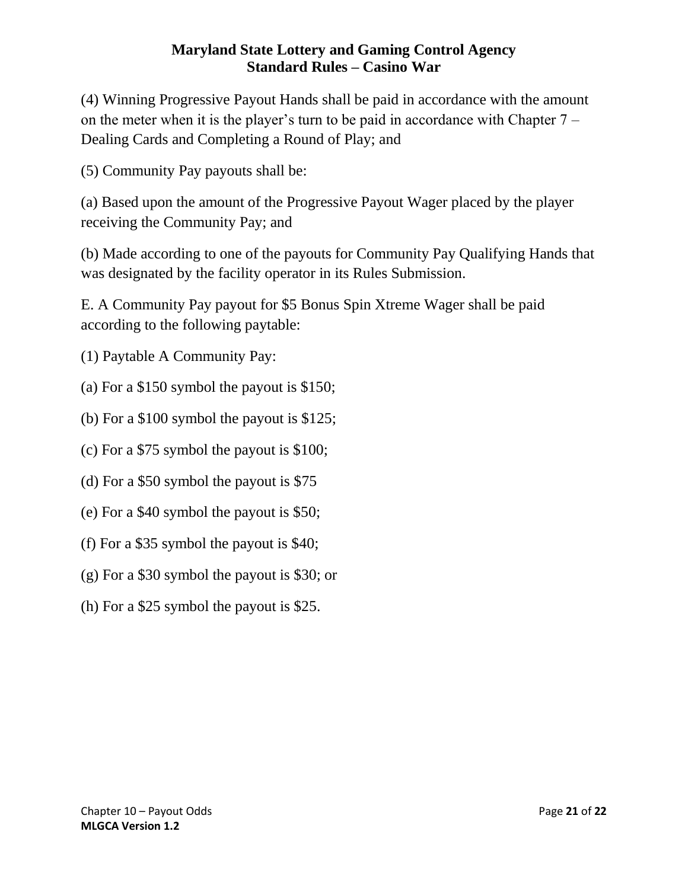(4) Winning Progressive Payout Hands shall be paid in accordance with the amount on the meter when it is the player's turn to be paid in accordance with Chapter 7 – Dealing Cards and Completing a Round of Play; and

(5) Community Pay payouts shall be:

(a) Based upon the amount of the Progressive Payout Wager placed by the player receiving the Community Pay; and

(b) Made according to one of the payouts for Community Pay Qualifying Hands that was designated by the facility operator in its Rules Submission.

E. A Community Pay payout for $5 Bonus Spin Xtreme Wager shall be paid according to the following paytable:

(1) Paytable A Community Pay:

(a) For a $150 symbol the payout is $150;

(b) For a $100 symbol the payout is $125;

(c) For a $75 symbol the payout is $100;

(d) For a $50 symbol the payout is $75

(e) For a $40 symbol the payout is $50;

(f) For a $35 symbol the payout is $40;

(g) For a $30 symbol the payout is $30; or

(h) For a $25 symbol the payout is $25.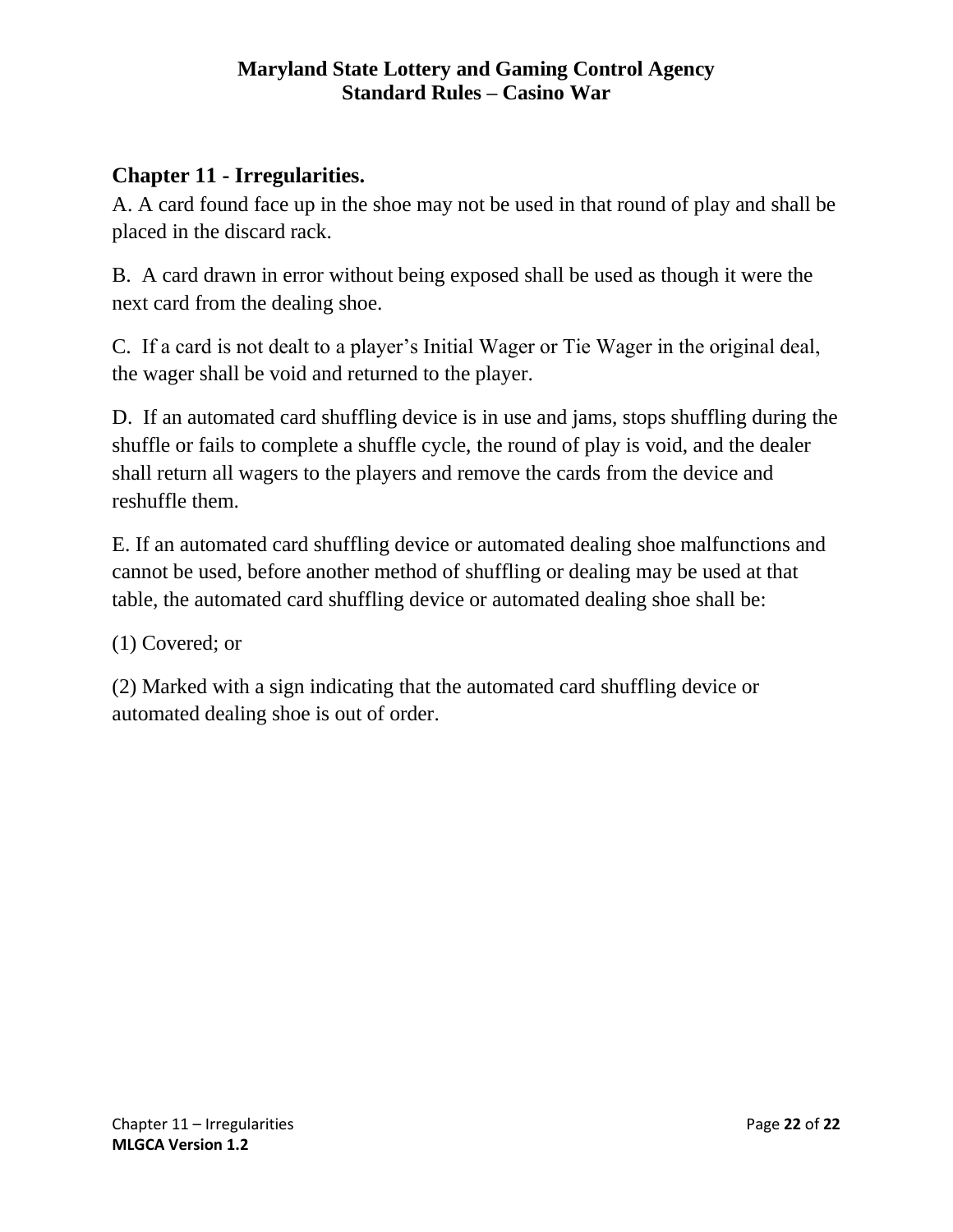## Chapter 11 - Irregularities.

A. A card found face up in the shoe may not be used in that round of play and shall be placed in the discard rack.

B. A card drawn in error without being exposed shall be used as though it were the next card from the dealing shoe.

C. If a card is not dealt to a player's Initial Wager or Tie Wager in the original deal, the wager shall be void and returned to the player.

D. If an automated card shuffling device is in use and jams, stops shuffling during the shuffle or fails to complete a shuffle cycle, the round of play is void, and the dealer shall return all wagers to the players and remove the cards from the device and reshuffle them.

E. If an automated card shuffling device or automated dealing shoe malfunctions and cannot be used, before another method of shuffling or dealing may be used at that table, the automated card shuffling device or automated dealing shoe shall be:

(1) Covered; or

(2) Marked with a sign indicating that the automated card shuffling device or automated dealing shoe is out of order.